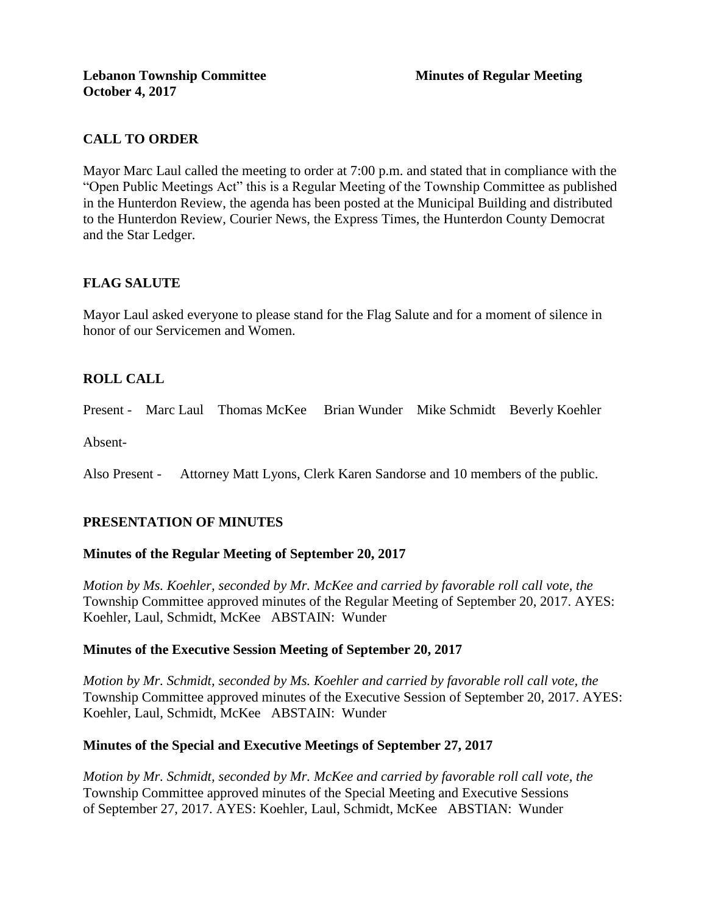**Lebanon Township Committee** **Minutes of Regular Meeting**
**October 4, 2017**

## CALL TO ORDER

Mayor Marc Laul called the meeting to order at 7:00 p.m. and stated that in compliance with the "Open Public Meetings Act" this is a Regular Meeting of the Township Committee as published in the Hunterdon Review, the agenda has been posted at the Municipal Building and distributed to the Hunterdon Review, Courier News, the Express Times, the Hunterdon County Democrat and the Star Ledger.

## FLAG SALUTE

Mayor Laul asked everyone to please stand for the Flag Salute and for a moment of silence in honor of our Servicemen and Women.

## ROLL CALL

Present - Marc Laul Thomas McKee Brian Wunder Mike Schmidt Beverly Koehler

Absent-

Also Present - Attorney Matt Lyons, Clerk Karen Sandorse and 10 members of the public.

## PRESENTATION OF MINUTES

### Minutes of the Regular Meeting of September 20, 2017

*Motion by Ms. Koehler, seconded by Mr. McKee and carried by favorable roll call vote, the* Township Committee approved minutes of the Regular Meeting of September 20, 2017. AYES: Koehler, Laul, Schmidt, McKee ABSTAIN: Wunder

### Minutes of the Executive Session Meeting of September 20, 2017

*Motion by Mr. Schmidt, seconded by Ms. Koehler and carried by favorable roll call vote, the* Township Committee approved minutes of the Executive Session of September 20, 2017. AYES: Koehler, Laul, Schmidt, McKee ABSTAIN: Wunder

### Minutes of the Special and Executive Meetings of September 27, 2017

*Motion by Mr. Schmidt, seconded by Mr. McKee and carried by favorable roll call vote, the* Township Committee approved minutes of the Special Meeting and Executive Sessions of September 27, 2017. AYES: Koehler, Laul, Schmidt, McKee ABSTIAN: Wunder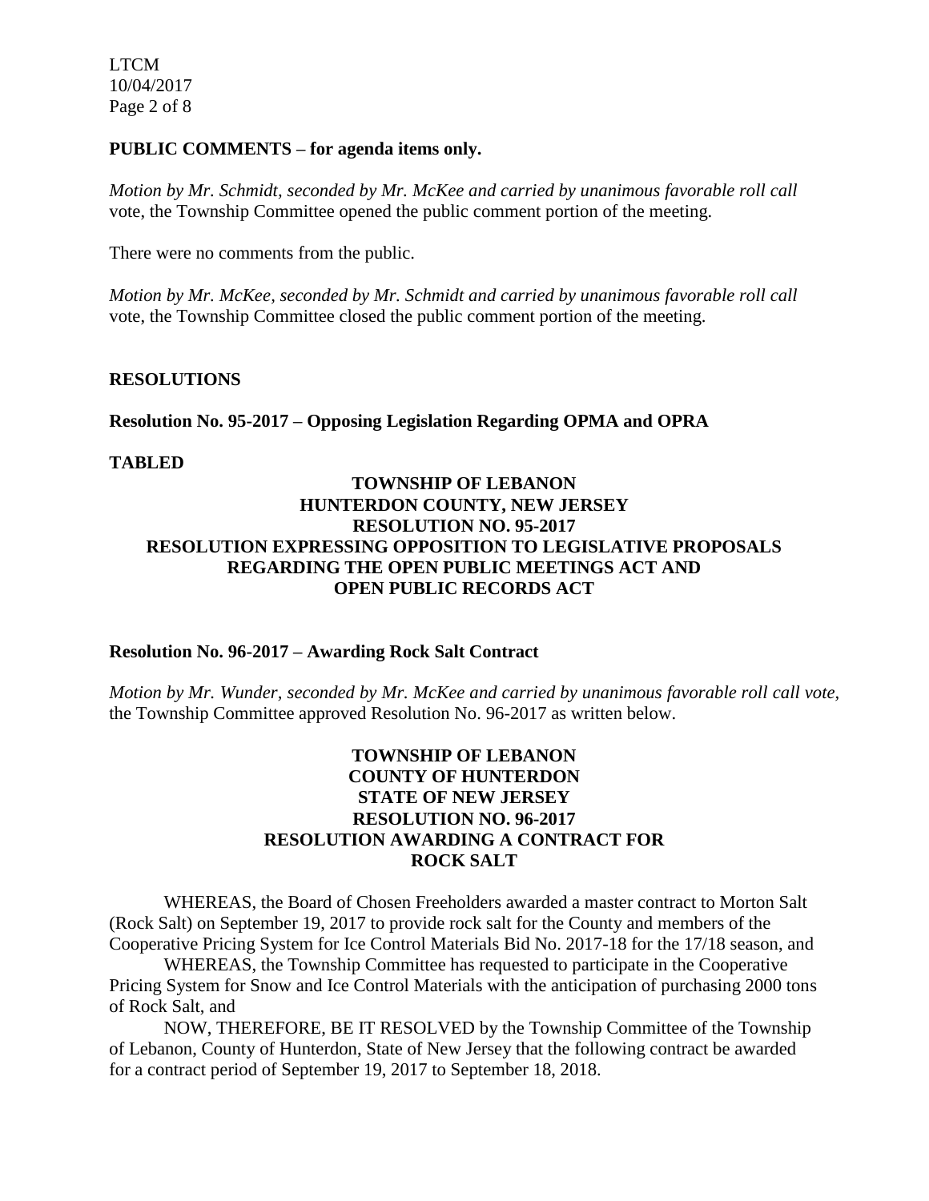**PUBLIC COMMENTS – for agenda items only.**

*Motion by Mr. Schmidt, seconded by Mr. McKee and carried by unanimous favorable roll call* vote, the Township Committee opened the public comment portion of the meeting.

There were no comments from the public.

*Motion by Mr. McKee, seconded by Mr. Schmidt and carried by unanimous favorable roll call* vote, the Township Committee closed the public comment portion of the meeting.

**RESOLUTIONS**

**Resolution No. 95-2017 – Opposing Legislation Regarding OPMA and OPRA**

**TABLED**

**TOWNSHIP OF LEBANON**
**HUNTERDON COUNTY, NEW JERSEY**
**RESOLUTION NO. 95-2017**
**RESOLUTION EXPRESSING OPPOSITION TO LEGISLATIVE PROPOSALS REGARDING THE OPEN PUBLIC MEETINGS ACT AND OPEN PUBLIC RECORDS ACT**

**Resolution No. 96-2017 – Awarding Rock Salt Contract**

*Motion by Mr. Wunder, seconded by Mr. McKee and carried by unanimous favorable roll call vote,* the Township Committee approved Resolution No. 96-2017 as written below.

**TOWNSHIP OF LEBANON**
**COUNTY OF HUNTERDON**
**STATE OF NEW JERSEY**
**RESOLUTION NO. 96-2017**
**RESOLUTION AWARDING A CONTRACT FOR ROCK SALT**

WHEREAS, the Board of Chosen Freeholders awarded a master contract to Morton Salt (Rock Salt) on September 19, 2017 to provide rock salt for the County and members of the Cooperative Pricing System for Ice Control Materials Bid No. 2017-18 for the 17/18 season, and

WHEREAS, the Township Committee has requested to participate in the Cooperative Pricing System for Snow and Ice Control Materials with the anticipation of purchasing 2000 tons of Rock Salt, and

NOW, THEREFORE, BE IT RESOLVED by the Township Committee of the Township of Lebanon, County of Hunterdon, State of New Jersey that the following contract be awarded for a contract period of September 19, 2017 to September 18, 2018.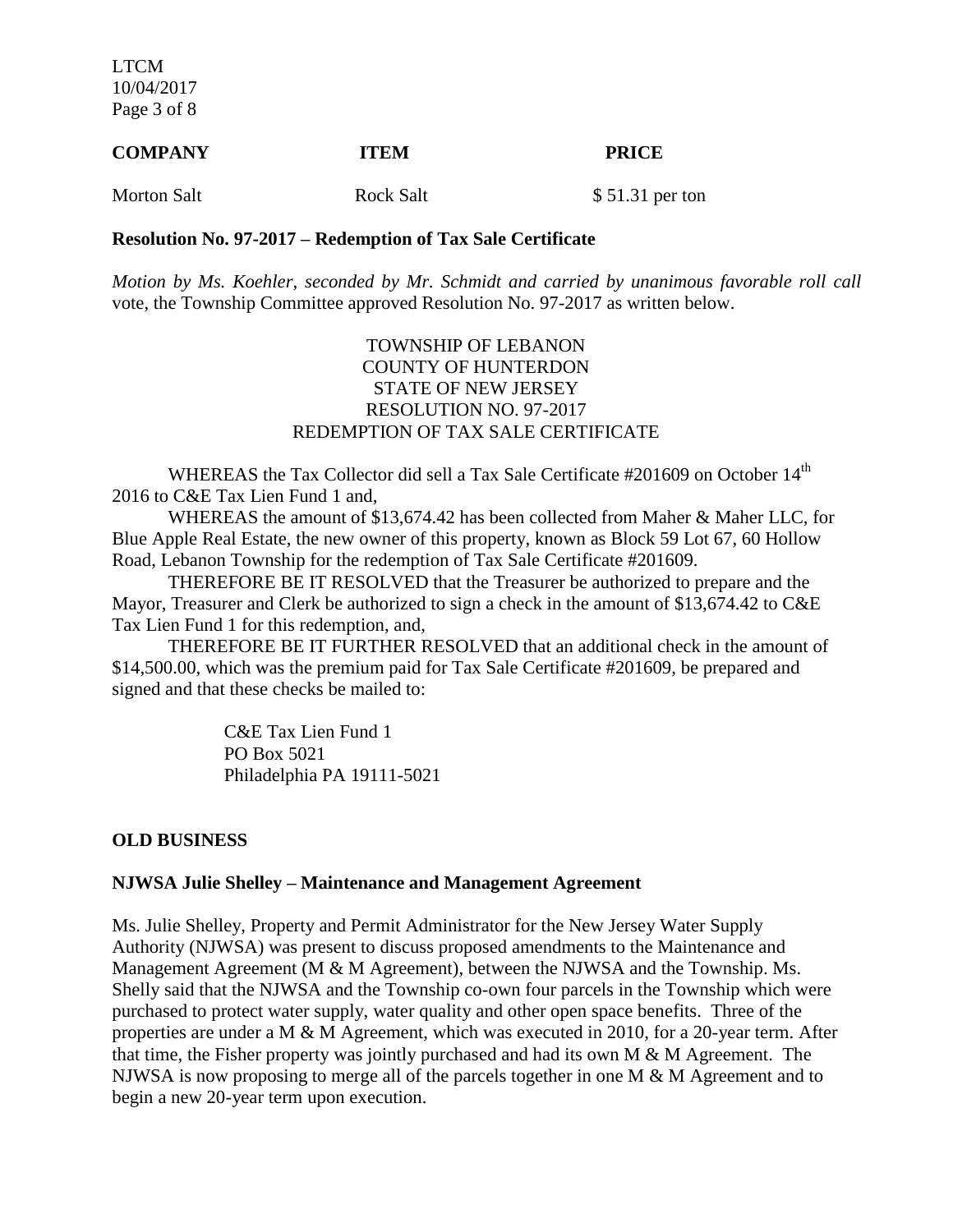| **COMPANY** | **ITEM** | **PRICE** |
|---|---|---|
| Morton Salt | Rock Salt | $ 51.31 per ton |

**Resolution No. 97-2017 – Redemption of Tax Sale Certificate**

*Motion by Ms. Koehler, seconded by Mr. Schmidt and carried by unanimous favorable roll call* vote, the Township Committee approved Resolution No. 97-2017 as written below.

TOWNSHIP OF LEBANON
COUNTY OF HUNTERDON
STATE OF NEW JERSEY
RESOLUTION NO. 97-2017
REDEMPTION OF TAX SALE CERTIFICATE

WHEREAS the Tax Collector did sell a Tax Sale Certificate #201609 on October 14th 2016 to C&E Tax Lien Fund 1 and,

WHEREAS the amount of $13,674.42 has been collected from Maher & Maher LLC, for Blue Apple Real Estate, the new owner of this property, known as Block 59 Lot 67, 60 Hollow Road, Lebanon Township for the redemption of Tax Sale Certificate #201609.

THEREFORE BE IT RESOLVED that the Treasurer be authorized to prepare and the Mayor, Treasurer and Clerk be authorized to sign a check in the amount of $13,674.42 to C&E Tax Lien Fund 1 for this redemption, and,

THEREFORE BE IT FURTHER RESOLVED that an additional check in the amount of $14,500.00, which was the premium paid for Tax Sale Certificate #201609, be prepared and signed and that these checks be mailed to:

C&E Tax Lien Fund 1
PO Box 5021
Philadelphia PA 19111-5021

**OLD BUSINESS**

**NJWSA Julie Shelley – Maintenance and Management Agreement**

Ms. Julie Shelley, Property and Permit Administrator for the New Jersey Water Supply Authority (NJWSA) was present to discuss proposed amendments to the Maintenance and Management Agreement (M & M Agreement), between the NJWSA and the Township. Ms. Shelly said that the NJWSA and the Township co-own four parcels in the Township which were purchased to protect water supply, water quality and other open space benefits. Three of the properties are under a M & M Agreement, which was executed in 2010, for a 20-year term. After that time, the Fisher property was jointly purchased and had its own M & M Agreement. The NJWSA is now proposing to merge all of the parcels together in one M & M Agreement and to begin a new 20-year term upon execution.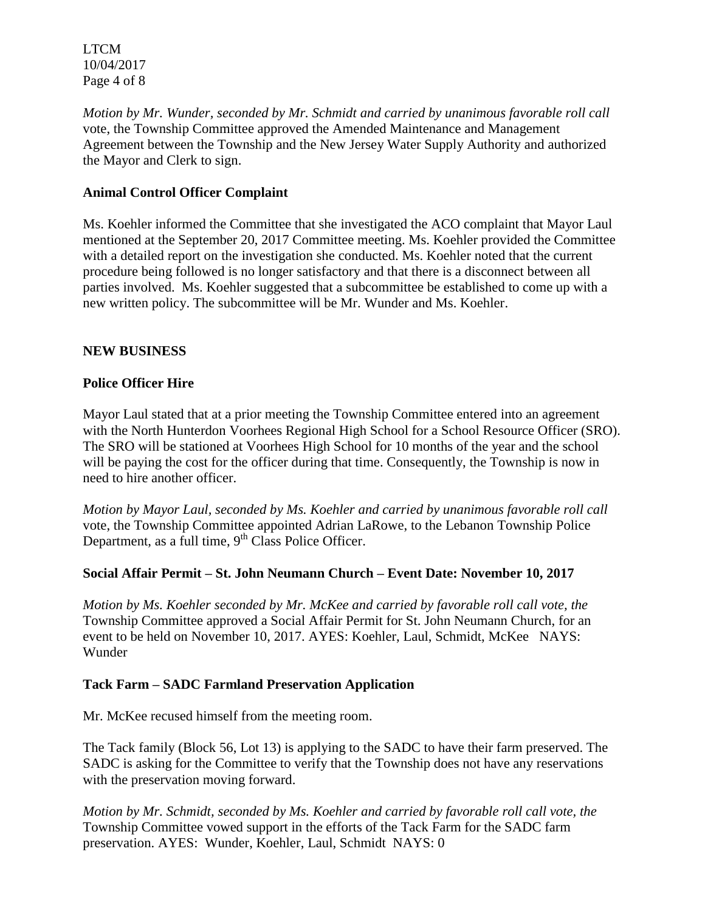*Motion by Mr. Wunder, seconded by Mr. Schmidt and carried by unanimous favorable roll call* vote, the Township Committee approved the Amended Maintenance and Management Agreement between the Township and the New Jersey Water Supply Authority and authorized the Mayor and Clerk to sign.

**Animal Control Officer Complaint**

Ms. Koehler informed the Committee that she investigated the ACO complaint that Mayor Laul mentioned at the September 20, 2017 Committee meeting. Ms. Koehler provided the Committee with a detailed report on the investigation she conducted. Ms. Koehler noted that the current procedure being followed is no longer satisfactory and that there is a disconnect between all parties involved. Ms. Koehler suggested that a subcommittee be established to come up with a new written policy. The subcommittee will be Mr. Wunder and Ms. Koehler.

## NEW BUSINESS

**Police Officer Hire**

Mayor Laul stated that at a prior meeting the Township Committee entered into an agreement with the North Hunterdon Voorhees Regional High School for a School Resource Officer (SRO). The SRO will be stationed at Voorhees High School for 10 months of the year and the school will be paying the cost for the officer during that time. Consequently, the Township is now in need to hire another officer.

*Motion by Mayor Laul, seconded by Ms. Koehler and carried by unanimous favorable roll call* vote, the Township Committee appointed Adrian LaRowe, to the Lebanon Township Police Department, as a full time, 9th Class Police Officer.

**Social Affair Permit – St. John Neumann Church – Event Date: November 10, 2017**

*Motion by Ms. Koehler seconded by Mr. McKee and carried by favorable roll call vote, the* Township Committee approved a Social Affair Permit for St. John Neumann Church, for an event to be held on November 10, 2017. AYES: Koehler, Laul, Schmidt, McKee NAYS: Wunder

**Tack Farm – SADC Farmland Preservation Application**

Mr. McKee recused himself from the meeting room.

The Tack family (Block 56, Lot 13) is applying to the SADC to have their farm preserved. The SADC is asking for the Committee to verify that the Township does not have any reservations with the preservation moving forward.

*Motion by Mr. Schmidt, seconded by Ms. Koehler and carried by favorable roll call vote, the* Township Committee vowed support in the efforts of the Tack Farm for the SADC farm preservation. AYES: Wunder, Koehler, Laul, Schmidt NAYS: 0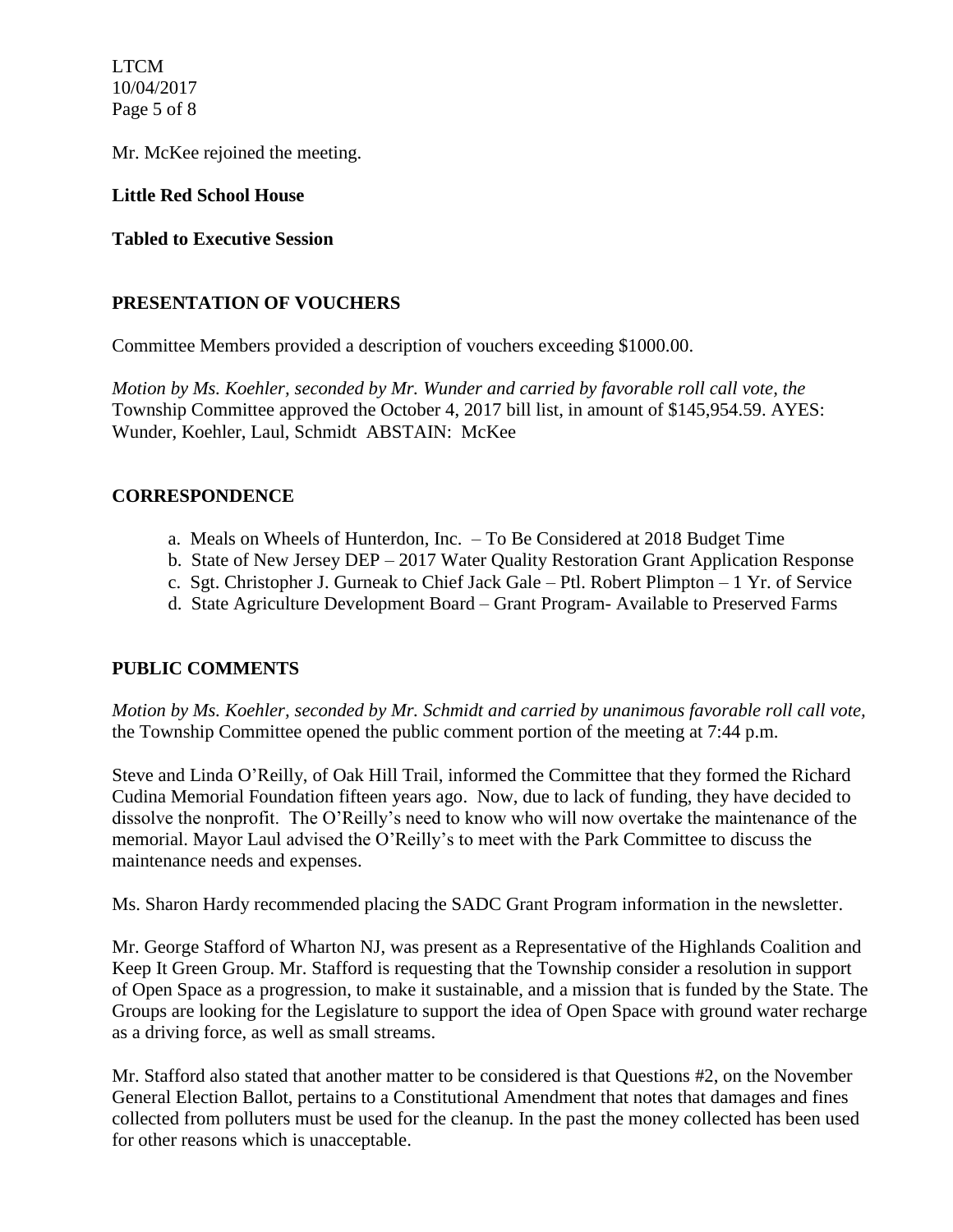Mr. McKee rejoined the meeting.

**Little Red School House**

**Tabled to Executive Session**

## PRESENTATION OF VOUCHERS

Committee Members provided a description of vouchers exceeding $1000.00.

*Motion by Ms. Koehler, seconded by Mr. Wunder and carried by favorable roll call vote, the* Township Committee approved the October 4, 2017 bill list, in amount of $145,954.59. AYES: Wunder, Koehler, Laul, Schmidt ABSTAIN: McKee

## CORRESPONDENCE

a. Meals on Wheels of Hunterdon, Inc. – To Be Considered at 2018 Budget Time
b. State of New Jersey DEP – 2017 Water Quality Restoration Grant Application Response
c. Sgt. Christopher J. Gurneak to Chief Jack Gale – Ptl. Robert Plimpton – 1 Yr. of Service
d. State Agriculture Development Board – Grant Program- Available to Preserved Farms

## PUBLIC COMMENTS

*Motion by Ms. Koehler, seconded by Mr. Schmidt and carried by unanimous favorable roll call vote,* the Township Committee opened the public comment portion of the meeting at 7:44 p.m.

Steve and Linda O'Reilly, of Oak Hill Trail, informed the Committee that they formed the Richard Cudina Memorial Foundation fifteen years ago. Now, due to lack of funding, they have decided to dissolve the nonprofit. The O'Reilly's need to know who will now overtake the maintenance of the memorial. Mayor Laul advised the O'Reilly's to meet with the Park Committee to discuss the maintenance needs and expenses.

Ms. Sharon Hardy recommended placing the SADC Grant Program information in the newsletter.

Mr. George Stafford of Wharton NJ, was present as a Representative of the Highlands Coalition and Keep It Green Group. Mr. Stafford is requesting that the Township consider a resolution in support of Open Space as a progression, to make it sustainable, and a mission that is funded by the State. The Groups are looking for the Legislature to support the idea of Open Space with ground water recharge as a driving force, as well as small streams.

Mr. Stafford also stated that another matter to be considered is that Questions #2, on the November General Election Ballot, pertains to a Constitutional Amendment that notes that damages and fines collected from polluters must be used for the cleanup. In the past the money collected has been used for other reasons which is unacceptable.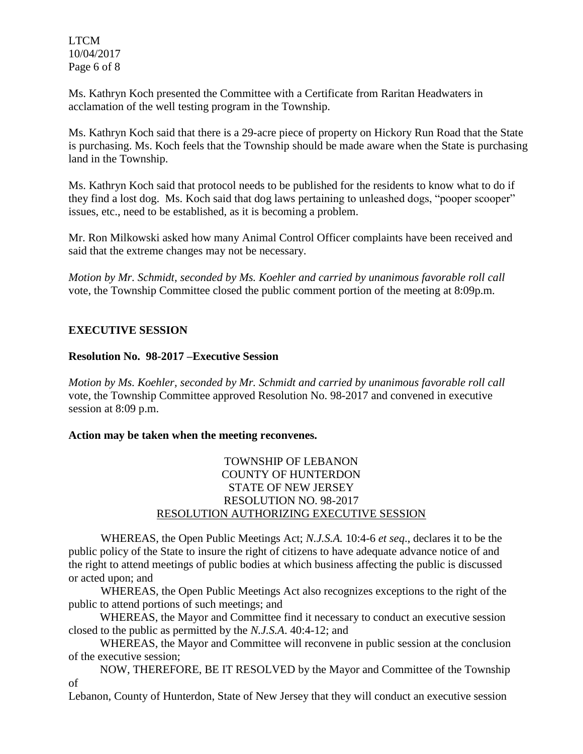Ms. Kathryn Koch presented the Committee with a Certificate from Raritan Headwaters in acclamation of the well testing program in the Township.

Ms. Kathryn Koch said that there is a 29-acre piece of property on Hickory Run Road that the State is purchasing. Ms. Koch feels that the Township should be made aware when the State is purchasing land in the Township.

Ms. Kathryn Koch said that protocol needs to be published for the residents to know what to do if they find a lost dog. Ms. Koch said that dog laws pertaining to unleashed dogs, "pooper scooper" issues, etc., need to be established, as it is becoming a problem.

Mr. Ron Milkowski asked how many Animal Control Officer complaints have been received and said that the extreme changes may not be necessary.

*Motion by Mr. Schmidt, seconded by Ms. Koehler and carried by unanimous favorable roll call* vote, the Township Committee closed the public comment portion of the meeting at 8:09p.m.

## EXECUTIVE SESSION

### Resolution No. 98-2017 –Executive Session

*Motion by Ms. Koehler, seconded by Mr. Schmidt and carried by unanimous favorable roll call* vote, the Township Committee approved Resolution No. 98-2017 and convened in executive session at 8:09 p.m.

**Action may be taken when the meeting reconvenes.**

TOWNSHIP OF LEBANON
COUNTY OF HUNTERDON
STATE OF NEW JERSEY
RESOLUTION NO. 98-2017
RESOLUTION AUTHORIZING EXECUTIVE SESSION

WHEREAS, the Open Public Meetings Act; *N.J.S.A.* 10:4-6 *et seq*., declares it to be the public policy of the State to insure the right of citizens to have adequate advance notice of and the right to attend meetings of public bodies at which business affecting the public is discussed or acted upon; and

WHEREAS, the Open Public Meetings Act also recognizes exceptions to the right of the public to attend portions of such meetings; and

WHEREAS, the Mayor and Committee find it necessary to conduct an executive session closed to the public as permitted by the *N.J.S.A*. 40:4-12; and

WHEREAS, the Mayor and Committee will reconvene in public session at the conclusion of the executive session;

NOW, THEREFORE, BE IT RESOLVED by the Mayor and Committee of the Township of

Lebanon, County of Hunterdon, State of New Jersey that they will conduct an executive session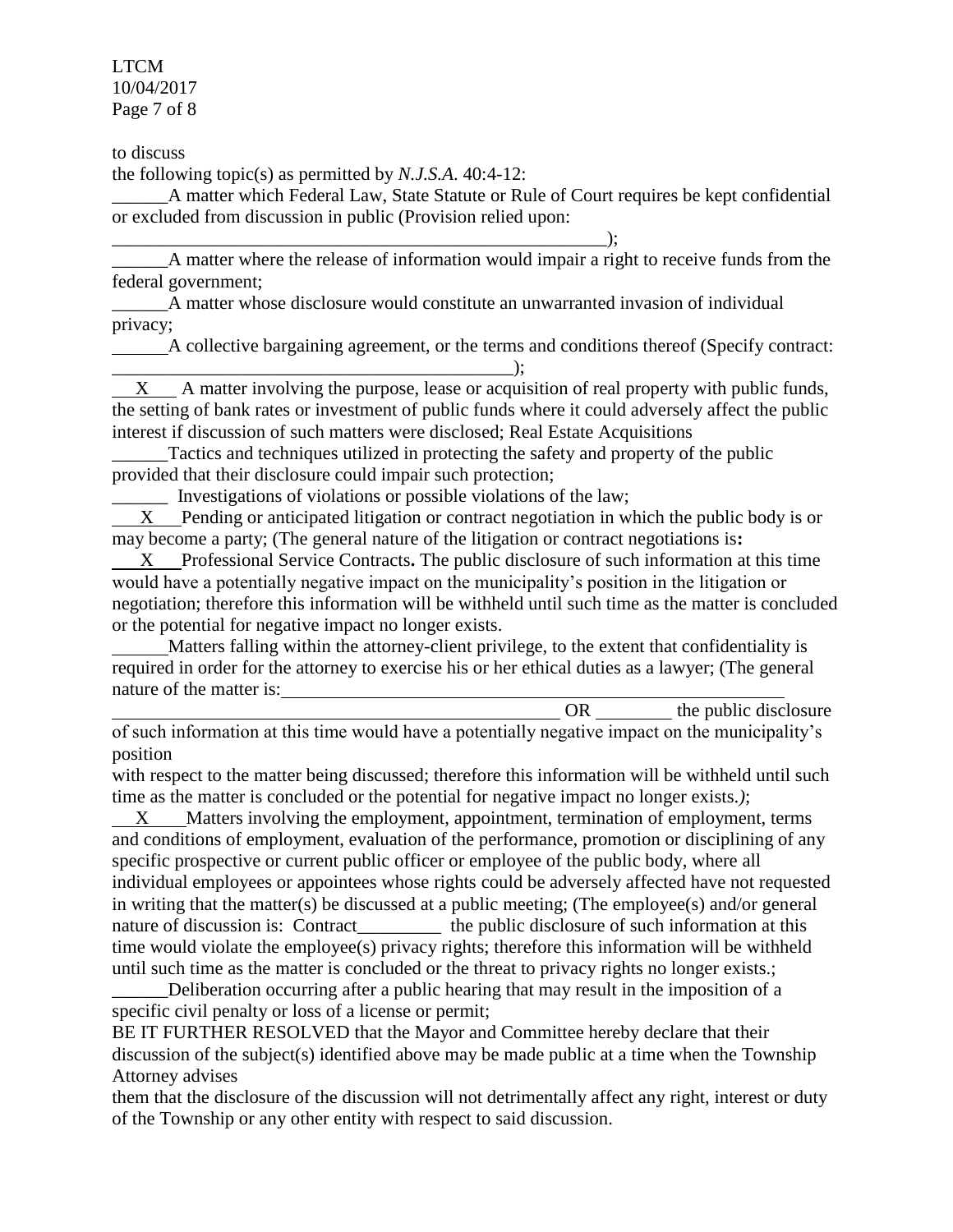to discuss
the following topic(s) as permitted by *N.J.S.A.* 40:4-12:

______A matter which Federal Law, State Statute or Rule of Court requires be kept confidential or excluded from discussion in public (Provision relied upon:
________________________________________________________);

______A matter where the release of information would impair a right to receive funds from the federal government;

______A matter whose disclosure would constitute an unwarranted invasion of individual privacy;

______A collective bargaining agreement, or the terms and conditions thereof (Specify contract: ____________________________________________);

__X__ A matter involving the purpose, lease or acquisition of real property with public funds, the setting of bank rates or investment of public funds where it could adversely affect the public interest if discussion of such matters were disclosed; Real Estate Acquisitions

______Tactics and techniques utilized in protecting the safety and property of the public provided that their disclosure could impair such protection;

______ Investigations of violations or possible violations of the law;

__X__ Pending or anticipated litigation or contract negotiation in which the public body is or may become a party; (The general nature of the litigation or contract negotiations is**:**

__X__ Professional Service Contracts**.** The public disclosure of such information at this time would have a potentially negative impact on the municipality's position in the litigation or negotiation; therefore this information will be withheld until such time as the matter is concluded or the potential for negative impact no longer exists.

______Matters falling within the attorney-client privilege, to the extent that confidentiality is required in order for the attorney to exercise his or her ethical duties as a lawyer; (The general nature of the matter is:________________________________________________
________________________________________________ OR ________ the public disclosure of such information at this time would have a potentially negative impact on the municipality's position
with respect to the matter being discussed; therefore this information will be withheld until such time as the matter is concluded or the potential for negative impact no longer exists.*)*;

__X__ Matters involving the employment, appointment, termination of employment, terms and conditions of employment, evaluation of the performance, promotion or disciplining of any specific prospective or current public officer or employee of the public body, where all individual employees or appointees whose rights could be adversely affected have not requested in writing that the matter(s) be discussed at a public meeting; (The employee(s) and/or general nature of discussion is: Contract_________ the public disclosure of such information at this time would violate the employee(s) privacy rights; therefore this information will be withheld until such time as the matter is concluded or the threat to privacy rights no longer exists.;

______Deliberation occurring after a public hearing that may result in the imposition of a specific civil penalty or loss of a license or permit;

BE IT FURTHER RESOLVED that the Mayor and Committee hereby declare that their discussion of the subject(s) identified above may be made public at a time when the Township Attorney advises
them that the disclosure of the discussion will not detrimentally affect any right, interest or duty of the Township or any other entity with respect to said discussion.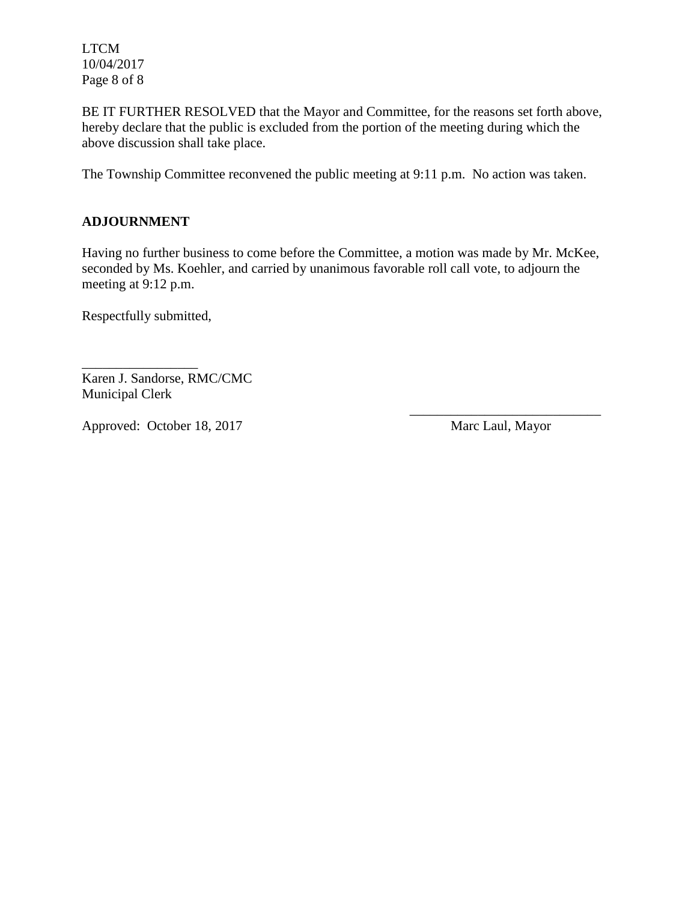BE IT FURTHER RESOLVED that the Mayor and Committee, for the reasons set forth above, hereby declare that the public is excluded from the portion of the meeting during which the above discussion shall take place.

The Township Committee reconvened the public meeting at 9:11 p.m. No action was taken.

**ADJOURNMENT**

Having no further business to come before the Committee, a motion was made by Mr. McKee, seconded by Ms. Koehler, and carried by unanimous favorable roll call vote, to adjourn the meeting at 9:12 p.m.

Respectfully submitted,

\_\_\_\_\_\_\_\_\_\_\_\_\_\_\_\_\_
Karen J. Sandorse, RMC/CMC
Municipal Clerk

\_\_\_\_\_\_\_\_\_\_\_\_\_\_\_\_\_\_\_\_\_\_\_\_\_\_\_\_\_

Approved: October 18, 2017 Marc Laul, Mayor